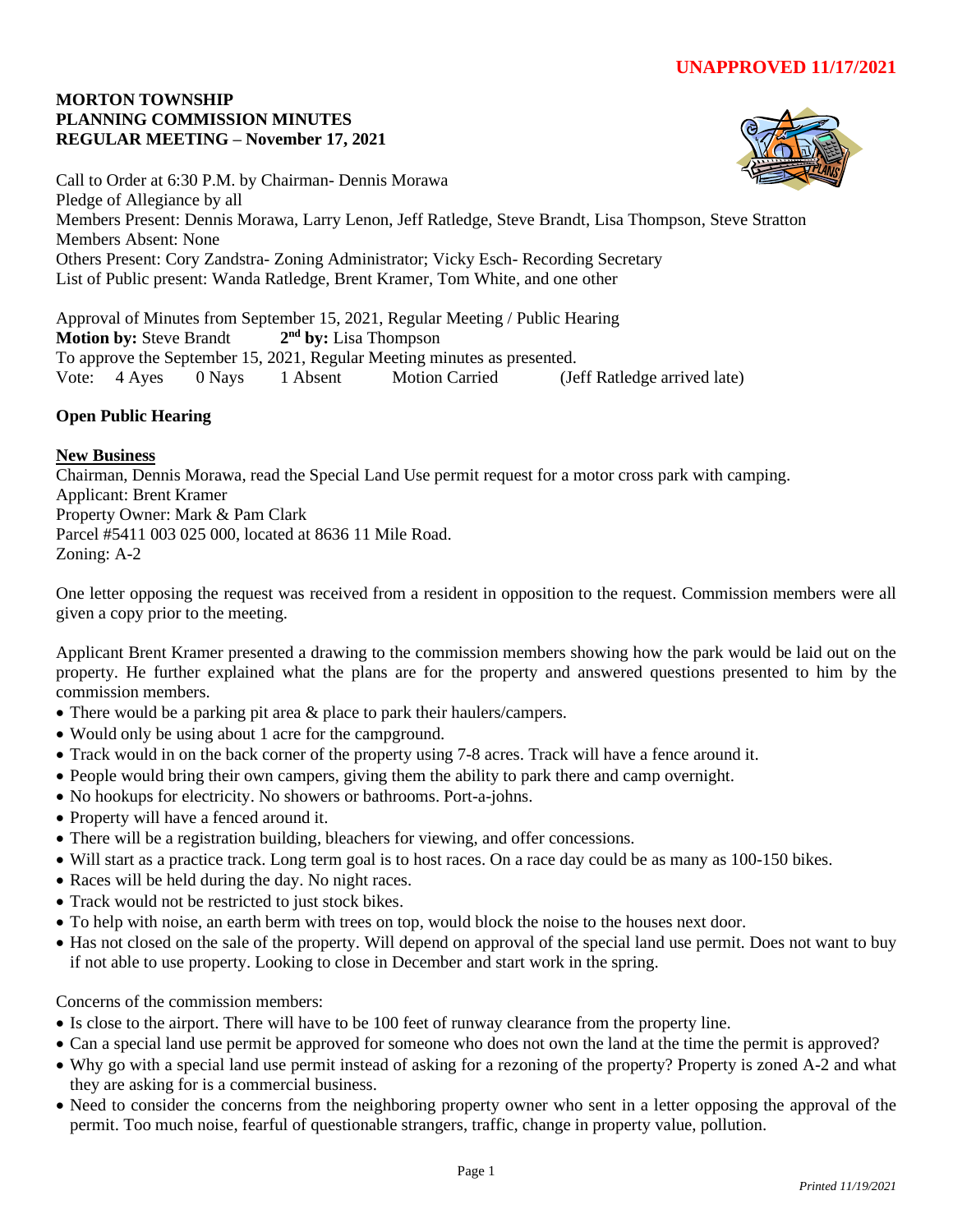**UNAPPROVED 11/17/2021**

**MORTON TOWNSHIP**
**PLANNING COMMISSION MINUTES**
**REGULAR MEETING – November 17, 2021**

Call to Order at 6:30 P.M. by Chairman- Dennis Morawa
Pledge of Allegiance by all
Members Present: Dennis Morawa, Larry Lenon, Jeff Ratledge, Steve Brandt, Lisa Thompson, Steve Stratton
Members Absent: None
Others Present: Cory Zandstra- Zoning Administrator; Vicky Esch- Recording Secretary
List of Public present: Wanda Ratledge, Brent Kramer, Tom White, and one other

Approval of Minutes from September 15, 2021, Regular Meeting / Public Hearing
**Motion by:** Steve Brandt **2nd by:** Lisa Thompson
To approve the September 15, 2021, Regular Meeting minutes as presented.
Vote: 4 Ayes 0 Nays 1 Absent Motion Carried (Jeff Ratledge arrived late)

**Open Public Hearing**

**New Business**

Chairman, Dennis Morawa, read the Special Land Use permit request for a motor cross park with camping.
Applicant: Brent Kramer
Property Owner: Mark & Pam Clark
Parcel #5411 003 025 000, located at 8636 11 Mile Road.
Zoning: A-2

One letter opposing the request was received from a resident in opposition to the request. Commission members were all given a copy prior to the meeting.

Applicant Brent Kramer presented a drawing to the commission members showing how the park would be laid out on the property. He further explained what the plans are for the property and answered questions presented to him by the commission members.

- There would be a parking pit area & place to park their haulers/campers.
- Would only be using about 1 acre for the campground.
- Track would in on the back corner of the property using 7-8 acres. Track will have a fence around it.
- People would bring their own campers, giving them the ability to park there and camp overnight.
- No hookups for electricity. No showers or bathrooms. Port-a-johns.
- Property will have a fenced around it.
- There will be a registration building, bleachers for viewing, and offer concessions.
- Will start as a practice track. Long term goal is to host races. On a race day could be as many as 100-150 bikes.
- Races will be held during the day. No night races.
- Track would not be restricted to just stock bikes.
- To help with noise, an earth berm with trees on top, would block the noise to the houses next door.
- Has not closed on the sale of the property. Will depend on approval of the special land use permit. Does not want to buy if not able to use property. Looking to close in December and start work in the spring.

Concerns of the commission members:

- Is close to the airport. There will have to be 100 feet of runway clearance from the property line.
- Can a special land use permit be approved for someone who does not own the land at the time the permit is approved?
- Why go with a special land use permit instead of asking for a rezoning of the property? Property is zoned A-2 and what they are asking for is a commercial business.
- Need to consider the concerns from the neighboring property owner who sent in a letter opposing the approval of the permit. Too much noise, fearful of questionable strangers, traffic, change in property value, pollution.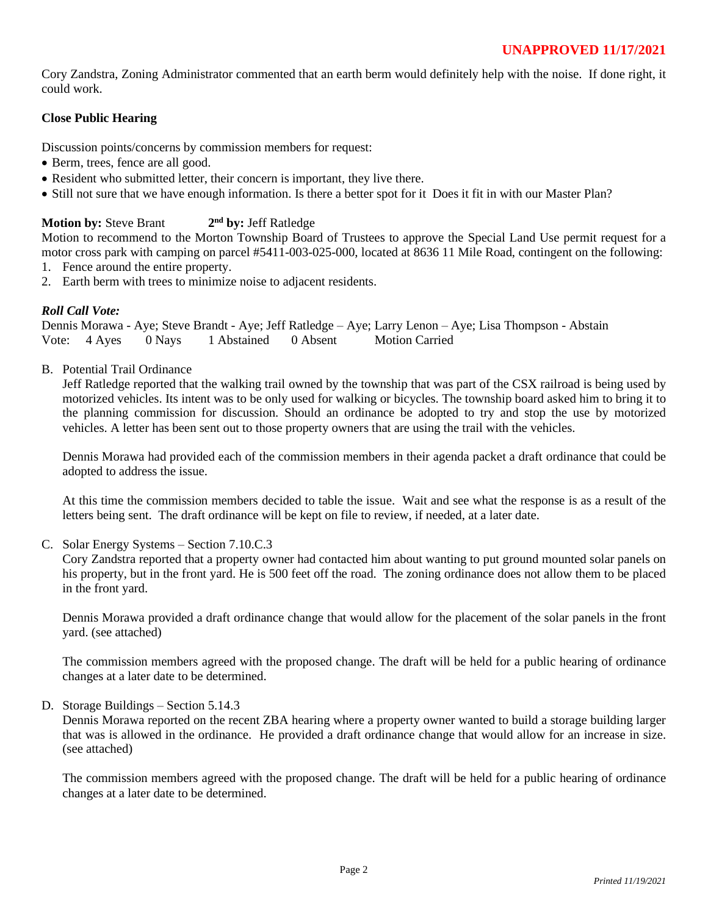**UNAPPROVED 11/17/2021**

Cory Zandstra, Zoning Administrator commented that an earth berm would definitely help with the noise. If done right, it could work.

**Close Public Hearing**

Discussion points/concerns by commission members for request:

- Berm, trees, fence are all good.
- Resident who submitted letter, their concern is important, they live there.
- Still not sure that we have enough information. Is there a better spot for it Does it fit in with our Master Plan?

**Motion by:** Steve Brant **2nd by:** Jeff Ratledge
Motion to recommend to the Morton Township Board of Trustees to approve the Special Land Use permit request for a motor cross park with camping on parcel #5411-003-025-000, located at 8636 11 Mile Road, contingent on the following:

1. Fence around the entire property.
2. Earth berm with trees to minimize noise to adjacent residents.

***Roll Call Vote:***
Dennis Morawa - Aye; Steve Brandt - Aye; Jeff Ratledge – Aye; Larry Lenon – Aye; Lisa Thompson - Abstain
Vote: 4 Ayes 0 Nays 1 Abstained 0 Absent Motion Carried

B. Potential Trail Ordinance

Jeff Ratledge reported that the walking trail owned by the township that was part of the CSX railroad is being used by motorized vehicles. Its intent was to be only used for walking or bicycles. The township board asked him to bring it to the planning commission for discussion. Should an ordinance be adopted to try and stop the use by motorized vehicles. A letter has been sent out to those property owners that are using the trail with the vehicles.

Dennis Morawa had provided each of the commission members in their agenda packet a draft ordinance that could be adopted to address the issue.

At this time the commission members decided to table the issue. Wait and see what the response is as a result of the letters being sent. The draft ordinance will be kept on file to review, if needed, at a later date.

C. Solar Energy Systems – Section 7.10.C.3

Cory Zandstra reported that a property owner had contacted him about wanting to put ground mounted solar panels on his property, but in the front yard. He is 500 feet off the road. The zoning ordinance does not allow them to be placed in the front yard.

Dennis Morawa provided a draft ordinance change that would allow for the placement of the solar panels in the front yard. (see attached)

The commission members agreed with the proposed change. The draft will be held for a public hearing of ordinance changes at a later date to be determined.

D. Storage Buildings – Section 5.14.3

Dennis Morawa reported on the recent ZBA hearing where a property owner wanted to build a storage building larger that was is allowed in the ordinance. He provided a draft ordinance change that would allow for an increase in size. (see attached)

The commission members agreed with the proposed change. The draft will be held for a public hearing of ordinance changes at a later date to be determined.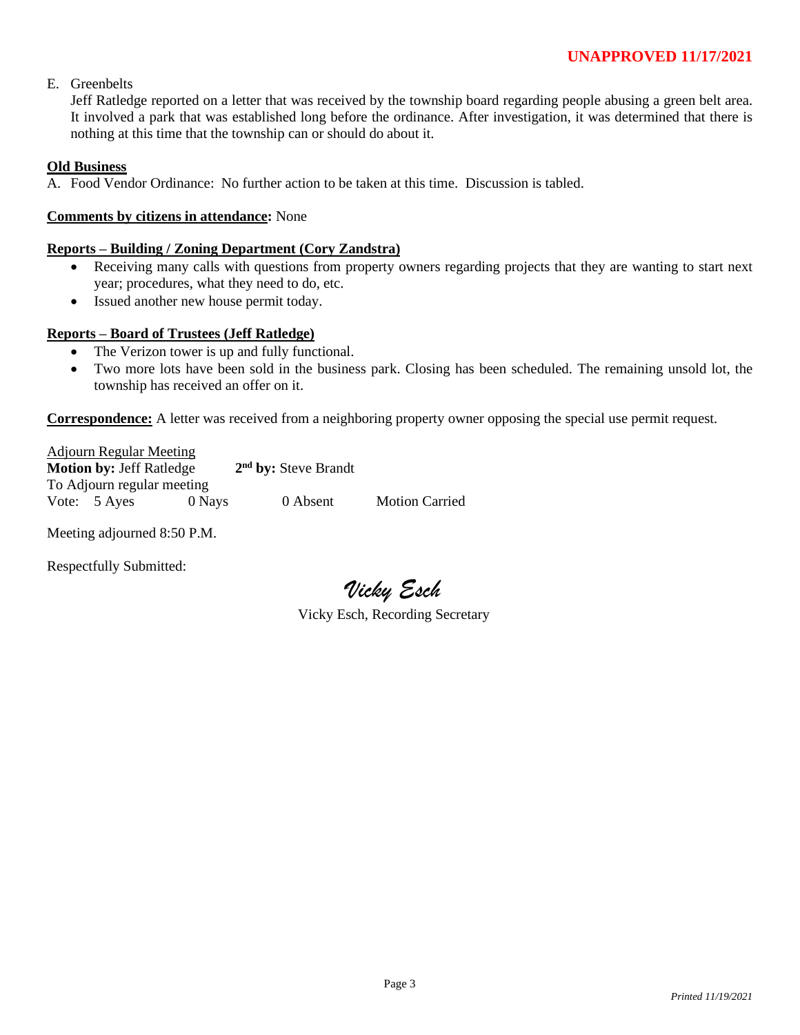**UNAPPROVED 11/17/2021**

E. Greenbelts

Jeff Ratledge reported on a letter that was received by the township board regarding people abusing a green belt area. It involved a park that was established long before the ordinance. After investigation, it was determined that there is nothing at this time that the township can or should do about it.

**Old Business**

A. Food Vendor Ordinance: No further action to be taken at this time. Discussion is tabled.

**Comments by citizens in attendance:** None

**Reports – Building / Zoning Department (Cory Zandstra)**

- Receiving many calls with questions from property owners regarding projects that they are wanting to start next year; procedures, what they need to do, etc.
- Issued another new house permit today.

**Reports – Board of Trustees (Jeff Ratledge)**

- The Verizon tower is up and fully functional.
- Two more lots have been sold in the business park. Closing has been scheduled. The remaining unsold lot, the township has received an offer on it.

**Correspondence:** A letter was received from a neighboring property owner opposing the special use permit request.

Adjourn Regular Meeting
**Motion by:** Jeff Ratledge   **2nd by:** Steve Brandt
To Adjourn regular meeting
Vote: 5 Ayes   0 Nays   0 Absent   Motion Carried

Meeting adjourned 8:50 P.M.

Respectfully Submitted:

*Vicky Esch*

Vicky Esch, Recording Secretary

*Printed 11/19/2021*